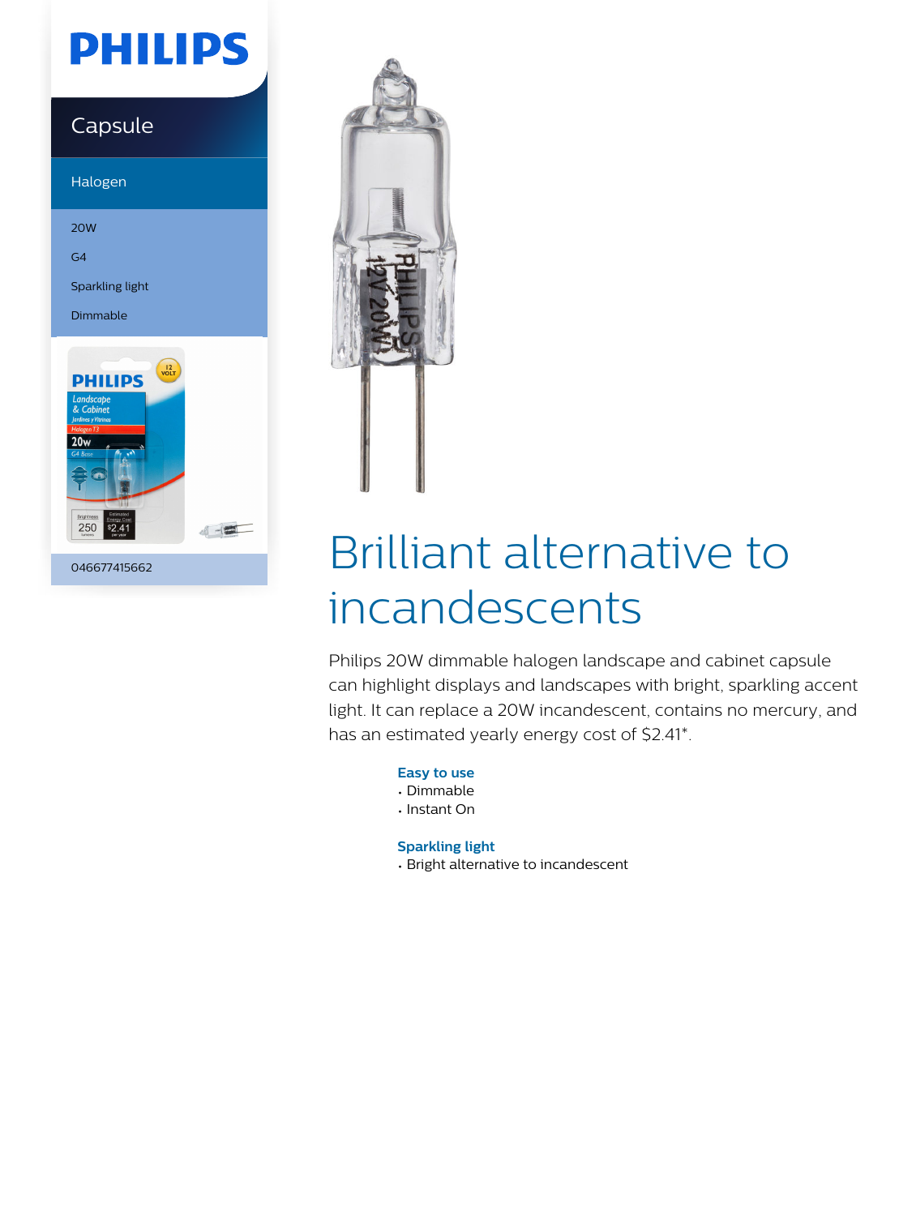PHILIPS

Capsule

Halogen

20W

G4

Sparkling light

Dimmable

046677415662

# Brilliant alternative to incandescents

Philips 20W dimmable halogen landscape and cabinet capsule can highlight displays and landscapes with bright, sparkling accent light. It can replace a 20W incandescent, contains no mercury, and has an estimated yearly energy cost of $2.41*.

**Easy to use**

- Dimmable
- Instant On

**Sparkling light**

- Bright alternative to incandescent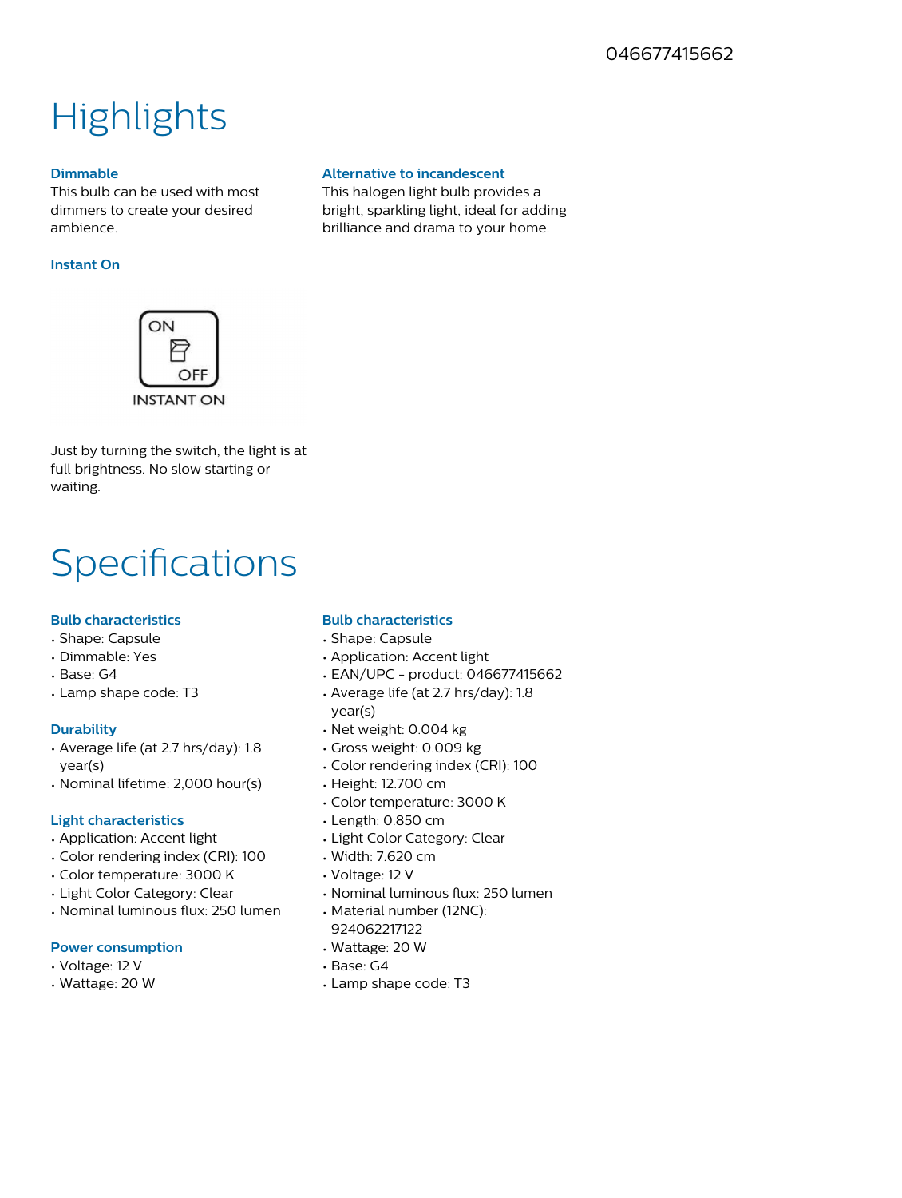046677415662

# Highlights

### Dimmable

This bulb can be used with most dimmers to create your desired ambience.

### Instant On

ON
OFF
INSTANT ON

Just by turning the switch, the light is at full brightness. No slow starting or waiting.

### Alternative to incandescent

This halogen light bulb provides a bright, sparkling light, ideal for adding brilliance and drama to your home.

# Specifications

### Bulb characteristics

- Shape: Capsule
- Dimmable: Yes
- Base: G4
- Lamp shape code: T3

### Durability

- Average life (at 2.7 hrs/day): 1.8 year(s)
- Nominal lifetime: 2,000 hour(s)

### Light characteristics

- Application: Accent light
- Color rendering index (CRI): 100
- Color temperature: 3000 K
- Light Color Category: Clear
- Nominal luminous flux: 250 lumen

### Power consumption

- Voltage: 12 V
- Wattage: 20 W

### Bulb characteristics

- Shape: Capsule
- Application: Accent light
- EAN/UPC - product: 046677415662
- Average life (at 2.7 hrs/day): 1.8 year(s)
- Net weight: 0.004 kg
- Gross weight: 0.009 kg
- Color rendering index (CRI): 100
- Height: 12.700 cm
- Color temperature: 3000 K
- Length: 0.850 cm
- Light Color Category: Clear
- Width: 7.620 cm
- Voltage: 12 V
- Nominal luminous flux: 250 lumen
- Material number (12NC): 924062217122
- Wattage: 20 W
- Base: G4
- Lamp shape code: T3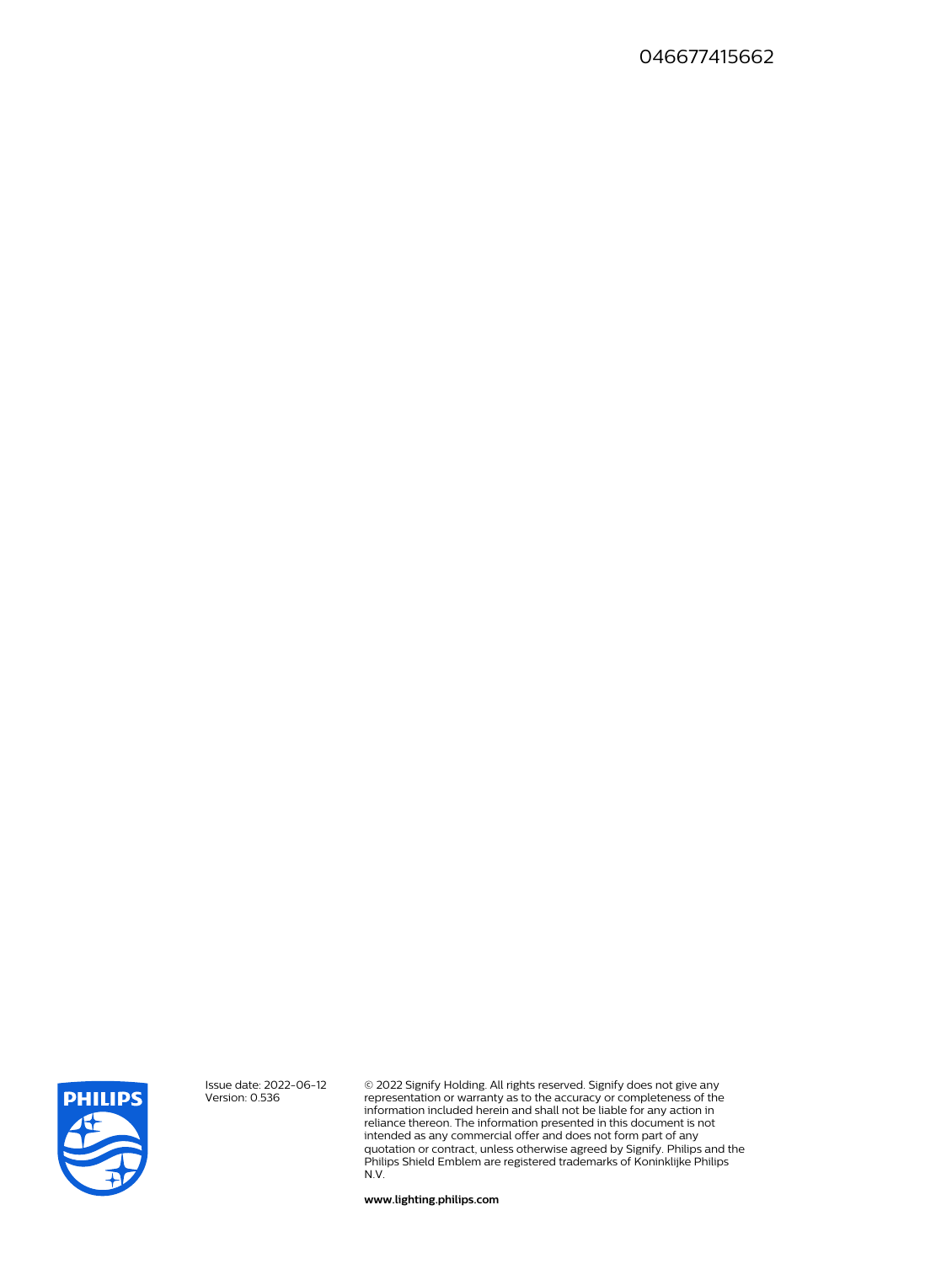046677415662

Issue date: 2022-06-12
Version: 0.536

© 2022 Signify Holding. All rights reserved. Signify does not give any representation or warranty as to the accuracy or completeness of the information included herein and shall not be liable for any action in reliance thereon. The information presented in this document is not intended as any commercial offer and does not form part of any quotation or contract, unless otherwise agreed by Signify. Philips and the Philips Shield Emblem are registered trademarks of Koninklijke Philips N.V.

**www.lighting.philips.com**